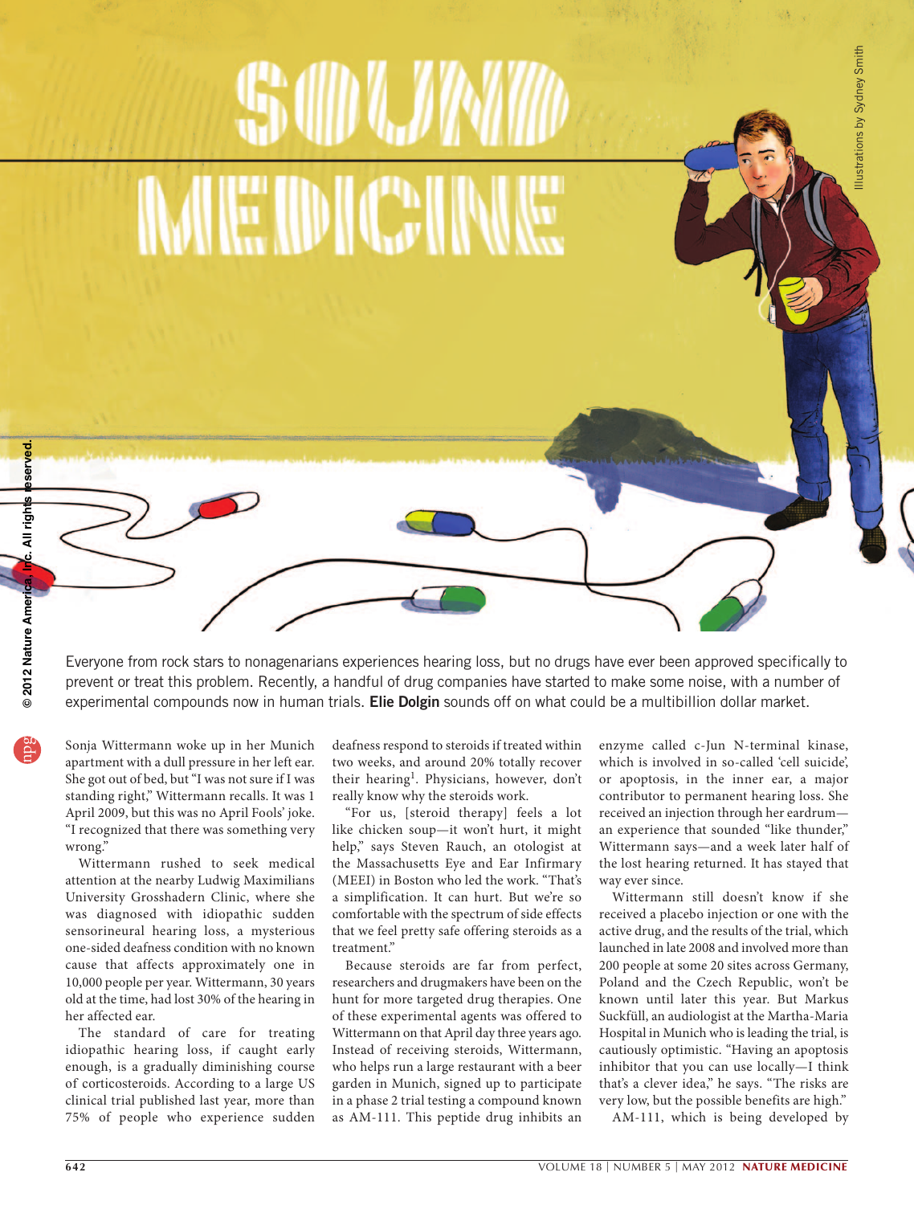# SOUND MEDICINE

Illustrations by Sydney Smith

Everyone from rock stars to nonagenarians experiences hearing loss, but no drugs have ever been approved specifically to prevent or treat this problem. Recently, a handful of drug companies have started to make some noise, with a number of experimental compounds now in human trials. **Elie Dolgin** sounds off on what could be a multibillion dollar market.

Sonja Wittermann woke up in her Munich apartment with a dull pressure in her left ear. She got out of bed, but "I was not sure if I was standing right," Wittermann recalls. It was 1 April 2009, but this was no April Fools' joke. "I recognized that there was something very wrong."

Wittermann rushed to seek medical attention at the nearby Ludwig Maximilians University Grosshadern Clinic, where she was diagnosed with idiopathic sudden sensorineural hearing loss, a mysterious one-sided deafness condition with no known cause that affects approximately one in 10,000 people per year. Wittermann, 30 years old at the time, had lost 30% of the hearing in her affected ear.

The standard of care for treating idiopathic hearing loss, if caught early enough, is a gradually diminishing course of corticosteroids. According to a large US clinical trial published last year, more than 75% of people who experience sudden deafness respond to steroids if treated within two weeks, and around 20% totally recover their hearing[1]. Physicians, however, don't really know why the steroids work.

"For us, [steroid therapy] feels a lot like chicken soup—it won't hurt, it might help," says Steven Rauch, an otologist at the Massachusetts Eye and Ear Infirmary (MEEI) in Boston who led the work. "That's a simplification. It can hurt. But we're so comfortable with the spectrum of side effects that we feel pretty safe offering steroids as a treatment."

Because steroids are far from perfect, researchers and drugmakers have been on the hunt for more targeted drug therapies. One of these experimental agents was offered to Wittermann on that April day three years ago. Instead of receiving steroids, Wittermann, who helps run a large restaurant with a beer garden in Munich, signed up to participate in a phase 2 trial testing a compound known as AM-111. This peptide drug inhibits an enzyme called c-Jun N-terminal kinase, which is involved in so-called 'cell suicide', or apoptosis, in the inner ear, a major contributor to permanent hearing loss. She received an injection through her eardrum—an experience that sounded "like thunder," Wittermann says—and a week later half of the lost hearing returned. It has stayed that way ever since.

Wittermann still doesn't know if she received a placebo injection or one with the active drug, and the results of the trial, which launched in late 2008 and involved more than 200 people at some 20 sites across Germany, Poland and the Czech Republic, won't be known until later this year. But Markus Suckfüll, an audiologist at the Martha-Maria Hospital in Munich who is leading the trial, is cautiously optimistic. "Having an apoptosis inhibitor that you can use locally—I think that's a clever idea," he says. "The risks are very low, but the possible benefits are high."

AM-111, which is being developed by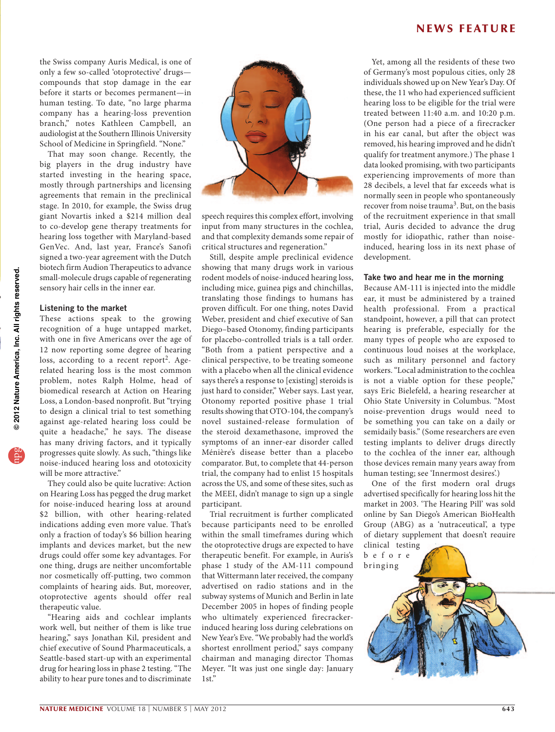the Swiss company Auris Medical, is one of only a few so-called 'otoprotective' drugs—compounds that stop damage in the ear before it starts or becomes permanent—in human testing. To date, "no large pharma company has a hearing-loss prevention branch," notes Kathleen Campbell, an audiologist at the Southern Illinois University School of Medicine in Springfield. "None."

That may soon change. Recently, the big players in the drug industry have started investing in the hearing space, mostly through partnerships and licensing agreements that remain in the preclinical stage. In 2010, for example, the Swiss drug giant Novartis inked a $214 million deal to co-develop gene therapy treatments for hearing loss together with Maryland-based GenVec. And, last year, France's Sanofi signed a two-year agreement with the Dutch biotech firm Audion Therapeutics to advance small-molecule drugs capable of regenerating sensory hair cells in the inner ear.

### Listening to the market

These actions speak to the growing recognition of a huge untapped market, with one in five Americans over the age of 12 now reporting some degree of hearing loss, according to a recent report[2]. Age-related hearing loss is the most common problem, notes Ralph Holme, head of biomedical research at Action on Hearing Loss, a London-based nonprofit. But "trying to design a clinical trial to test something against age-related hearing loss could be quite a headache," he says. The disease has many driving factors, and it typically progresses quite slowly. As such, "things like noise-induced hearing loss and ototoxicity will be more attractive."

They could also be quite lucrative: Action on Hearing Loss has pegged the drug market for noise-induced hearing loss at around $2 billion, with other hearing-related indications adding even more value. That's only a fraction of today's $6 billion hearing implants and devices market, but the new drugs could offer some key advantages. For one thing, drugs are neither uncomfortable nor cosmetically off-putting, two common complaints of hearing aids. But, moreover, otoprotective agents should offer real therapeutic value.

"Hearing aids and cochlear implants work well, but neither of them is like true hearing," says Jonathan Kil, president and chief executive of Sound Pharmaceuticals, a Seattle-based start-up with an experimental drug for hearing loss in phase 2 testing. "The ability to hear pure tones and to discriminate speech requires this complex effort, involving input from many structures in the cochlea, and that complexity demands some repair of critical structures and regeneration."

Still, despite ample preclinical evidence showing that many drugs work in various rodent models of noise-induced hearing loss, including mice, guinea pigs and chinchillas, translating those findings to humans has proven difficult. For one thing, notes David Weber, president and chief executive of San Diego–based Otonomy, finding participants for placebo-controlled trials is a tall order. "Both from a patient perspective and a clinical perspective, to be treating someone with a placebo when all the clinical evidence says there's a response to [existing] steroids is just hard to consider," Weber says. Last year, Otonomy reported positive phase 1 trial results showing that OTO-104, the company's novel sustained-release formulation of the steroid dexamethasone, improved the symptoms of an inner-ear disorder called Ménière's disease better than a placebo comparator. But, to complete that 44-person trial, the company had to enlist 15 hospitals across the US, and some of these sites, such as the MEEI, didn't manage to sign up a single participant.

Trial recruitment is further complicated because participants need to be enrolled within the small timeframes during which the otoprotective drugs are expected to have therapeutic benefit. For example, in Auris's phase 1 study of the AM-111 compound that Wittermann later received, the company advertised on radio stations and in the subway systems of Munich and Berlin in late December 2005 in hopes of finding people who ultimately experienced firecracker-induced hearing loss during celebrations on New Year's Eve. "We probably had the world's shortest enrollment period," says company chairman and managing director Thomas Meyer. "It was just one single day: January 1st."

Yet, among all the residents of these two of Germany's most populous cities, only 28 individuals showed up on New Year's Day. Of these, the 11 who had experienced sufficient hearing loss to be eligible for the trial were treated between 11:40 a.m. and 10:20 p.m. (One person had a piece of a firecracker in his ear canal, but after the object was removed, his hearing improved and he didn't qualify for treatment anymore.) The phase 1 data looked promising, with two participants experiencing improvements of more than 28 decibels, a level that far exceeds what is normally seen in people who spontaneously recover from noise trauma[3]. But, on the basis of the recruitment experience in that small trial, Auris decided to advance the drug mostly for idiopathic, rather than noise-induced, hearing loss in its next phase of development.

### Take two and hear me in the morning

Because AM-111 is injected into the middle ear, it must be administered by a trained health professional. From a practical standpoint, however, a pill that can protect hearing is preferable, especially for the many types of people who are exposed to continuous loud noises at the workplace, such as military personnel and factory workers. "Local administration to the cochlea is not a viable option for these people," says Eric Bielefeld, a hearing researcher at Ohio State University in Columbus. "Most noise-prevention drugs would need to be something you can take on a daily or semidaily basis." (Some researchers are even testing implants to deliver drugs directly to the cochlea of the inner ear, although those devices remain many years away from human testing; see 'Innermost desires'.)

One of the first modern oral drugs advertised specifically for hearing loss hit the market in 2003. 'The Hearing Pill' was sold online by San Diego's American BioHealth Group (ABG) as a 'nutraceutical', a type of dietary supplement that doesn't require clinical testing before bringing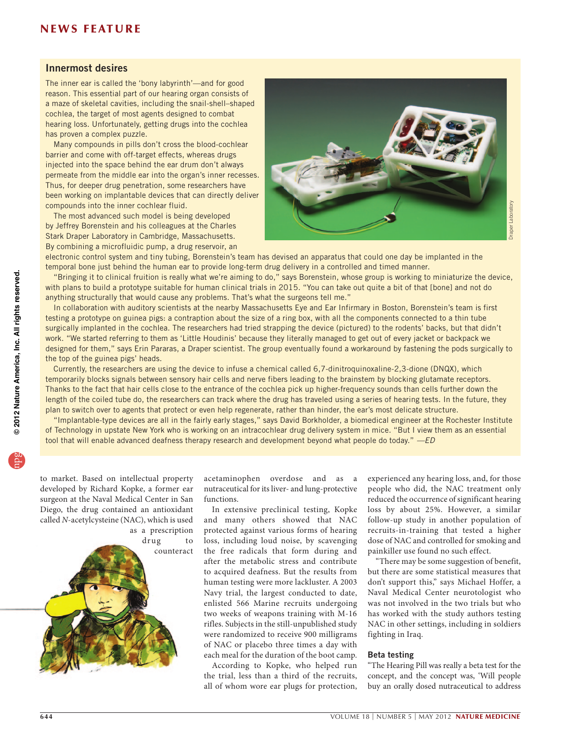## Innermost desires

The inner ear is called the 'bony labyrinth'—and for good reason. This essential part of our hearing organ consists of a maze of skeletal cavities, including the snail-shell–shaped cochlea, the target of most agents designed to combat hearing loss. Unfortunately, getting drugs into the cochlea has proven a complex puzzle.

Many compounds in pills don't cross the blood-cochlear barrier and come with off-target effects, whereas drugs injected into the space behind the ear drum don't always permeate from the middle ear into the organ's inner recesses. Thus, for deeper drug penetration, some researchers have been working on implantable devices that can directly deliver compounds into the inner cochlear fluid.

The most advanced such model is being developed by Jeffrey Borenstein and his colleagues at the Charles Stark Draper Laboratory in Cambridge, Massachusetts. By combining a microfluidic pump, a drug reservoir, an electronic control system and tiny tubing, Borenstein's team has devised an apparatus that could one day be implanted in the temporal bone just behind the human ear to provide long-term drug delivery in a controlled and timed manner.

"Bringing it to clinical fruition is really what we're aiming to do," says Borenstein, whose group is working to miniaturize the device, with plans to build a prototype suitable for human clinical trials in 2015. "You can take out quite a bit of that [bone] and not do anything structurally that would cause any problems. That's what the surgeons tell me."

In collaboration with auditory scientists at the nearby Massachusetts Eye and Ear Infirmary in Boston, Borenstein's team is first testing a prototype on guinea pigs: a contraption about the size of a ring box, with all the components connected to a thin tube surgically implanted in the cochlea. The researchers had tried strapping the device (pictured) to the rodents' backs, but that didn't work. "We started referring to them as 'Little Houdinis' because they literally managed to get out of every jacket or backpack we designed for them," says Erin Pararas, a Draper scientist. The group eventually found a workaround by fastening the pods surgically to the top of the guinea pigs' heads.

Currently, the researchers are using the device to infuse a chemical called 6,7-dinitroquinoxaline-2,3-dione (DNQX), which temporarily blocks signals between sensory hair cells and nerve fibers leading to the brainstem by blocking glutamate receptors. Thanks to the fact that hair cells close to the entrance of the cochlea pick up higher-frequency sounds than cells further down the length of the coiled tube do, the researchers can track where the drug has traveled using a series of hearing tests. In the future, they plan to switch over to agents that protect or even help regenerate, rather than hinder, the ear's most delicate structure.

"Implantable-type devices are all in the fairly early stages," says David Borkholder, a biomedical engineer at the Rochester Institute of Technology in upstate New York who is working on an intracochlear drug delivery system in mice. "But I view them as an essential tool that will enable advanced deafness therapy research and development beyond what people do today." —*ED*

to market. Based on intellectual property developed by Richard Kopke, a former ear surgeon at the Naval Medical Center in San Diego, the drug contained an antioxidant called *N*-acetylcysteine (NAC), which is used as a prescription drug to counteract acetaminophen overdose and as a nutraceutical for its liver- and lung-protective functions.

In extensive preclinical testing, Kopke and many others showed that NAC protected against various forms of hearing loss, including loud noise, by scavenging the free radicals that form during and after the metabolic stress and contribute to acquired deafness. But the results from human testing were more lackluster. A 2003 Navy trial, the largest conducted to date, enlisted 566 Marine recruits undergoing two weeks of weapons training with M-16 rifles. Subjects in the still-unpublished study were randomized to receive 900 milligrams of NAC or placebo three times a day with each meal for the duration of the boot camp.

According to Kopke, who helped run the trial, less than a third of the recruits, all of whom wore ear plugs for protection, experienced any hearing loss, and, for those people who did, the NAC treatment only reduced the occurrence of significant hearing loss by about 25%. However, a similar follow-up study in another population of recruits-in-training that tested a higher dose of NAC and controlled for smoking and painkiller use found no such effect.

"There may be some suggestion of benefit, but there are some statistical measures that don't support this," says Michael Hoffer, a Naval Medical Center neurotologist who was not involved in the two trials but who has worked with the study authors testing NAC in other settings, including in soldiers fighting in Iraq.

### Beta testing

"The Hearing Pill was really a beta test for the concept, and the concept was, 'Will people buy an orally dosed nutraceutical to address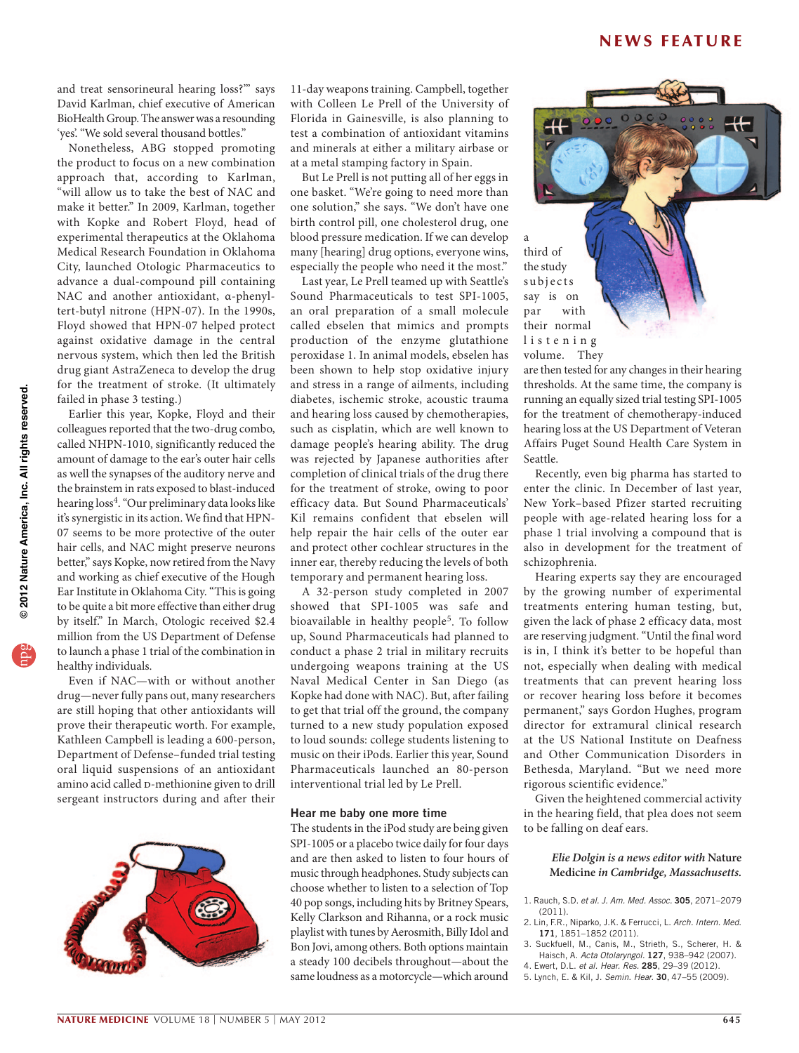and treat sensorineural hearing loss?'" says David Karlman, chief executive of American BioHealth Group. The answer was a resounding 'yes'. "We sold several thousand bottles."

Nonetheless, ABG stopped promoting the product to focus on a new combination approach that, according to Karlman, "will allow us to take the best of NAC and make it better." In 2009, Karlman, together with Kopke and Robert Floyd, head of experimental therapeutics at the Oklahoma Medical Research Foundation in Oklahoma City, launched Otologic Pharmaceutics to advance a dual-compound pill containing NAC and another antioxidant, α-phenyl-tert-butyl nitrone (HPN-07). In the 1990s, Floyd showed that HPN-07 helped protect against oxidative damage in the central nervous system, which then led the British drug giant AstraZeneca to develop the drug for the treatment of stroke. (It ultimately failed in phase 3 testing.)

Earlier this year, Kopke, Floyd and their colleagues reported that the two-drug combo, called NHPN-1010, significantly reduced the amount of damage to the ear's outer hair cells as well the synapses of the auditory nerve and the brainstem in rats exposed to blast-induced hearing loss[4]. "Our preliminary data looks like it's synergistic in its action. We find that HPN-07 seems to be more protective of the outer hair cells, and NAC might preserve neurons better," says Kopke, now retired from the Navy and working as chief executive of the Hough Ear Institute in Oklahoma City. "This is going to be quite a bit more effective than either drug by itself." In March, Otologic received $2.4 million from the US Department of Defense to launch a phase 1 trial of the combination in healthy individuals.

Even if NAC—with or without another drug—never fully pans out, many researchers are still hoping that other antioxidants will prove their therapeutic worth. For example, Kathleen Campbell is leading a 600-person, Department of Defense–funded trial testing oral liquid suspensions of an antioxidant amino acid called D-methionine given to drill sergeant instructors during and after their 11-day weapons training. Campbell, together with Colleen Le Prell of the University of Florida in Gainesville, is also planning to test a combination of antioxidant vitamins and minerals at either a military airbase or at a metal stamping factory in Spain.

But Le Prell is not putting all of her eggs in one basket. "We're going to need more than one solution," she says. "We don't have one birth control pill, one cholesterol drug, one blood pressure medication. If we can develop many [hearing] drug options, everyone wins, especially the people who need it the most."

Last year, Le Prell teamed up with Seattle's Sound Pharmaceuticals to test SPI-1005, an oral preparation of a small molecule called ebselen that mimics and prompts production of the enzyme glutathione peroxidase 1. In animal models, ebselen has been shown to help stop oxidative injury and stress in a range of ailments, including diabetes, ischemic stroke, acoustic trauma and hearing loss caused by chemotherapies, such as cisplatin, which are well known to damage people's hearing ability. The drug was rejected by Japanese authorities after completion of clinical trials of the drug there for the treatment of stroke, owing to poor efficacy data. But Sound Pharmaceuticals' Kil remains confident that ebselen will help repair the hair cells of the outer ear and protect other cochlear structures in the inner ear, thereby reducing the levels of both temporary and permanent hearing loss.

A 32-person study completed in 2007 showed that SPI-1005 was safe and bioavailable in healthy people[5]. To follow up, Sound Pharmaceuticals had planned to conduct a phase 2 trial in military recruits undergoing weapons training at the US Naval Medical Center in San Diego (as Kopke had done with NAC). But, after failing to get that trial off the ground, the company turned to a new study population exposed to loud sounds: college students listening to music on their iPods. Earlier this year, Sound Pharmaceuticals launched an 80-person interventional trial led by Le Prell.

### Hear me baby one more time

The students in the iPod study are being given SPI-1005 or a placebo twice daily for four days and are then asked to listen to four hours of music through headphones. Study subjects can choose whether to listen to a selection of Top 40 pop songs, including hits by Britney Spears, Kelly Clarkson and Rihanna, or a rock music playlist with tunes by Aerosmith, Billy Idol and Bon Jovi, among others. Both options maintain a steady 100 decibels throughout—about the same loudness as a motorcycle—which around a third of the study subjects say is on par with their normal listening volume. They are then tested for any changes in their hearing thresholds. At the same time, the company is running an equally sized trial testing SPI-1005 for the treatment of chemotherapy-induced hearing loss at the US Department of Veteran Affairs Puget Sound Health Care System in Seattle.

Recently, even big pharma has started to enter the clinic. In December of last year, New York–based Pfizer started recruiting people with age-related hearing loss for a phase 1 trial involving a compound that is also in development for the treatment of schizophrenia.

Hearing experts say they are encouraged by the growing number of experimental treatments entering human testing, but, given the lack of phase 2 efficacy data, most are reserving judgment. "Until the final word is in, I think it's better to be hopeful than not, especially when dealing with medical treatments that can prevent hearing loss or recover hearing loss before it becomes permanent," says Gordon Hughes, program director for extramural clinical research at the US National Institute on Deafness and Other Communication Disorders in Bethesda, Maryland. "But we need more rigorous scientific evidence."

Given the heightened commercial activity in the hearing field, that plea does not seem to be falling on deaf ears.

*Elie Dolgin is a news editor with* **Nature Medicine** *in Cambridge, Massachusetts.*

1. Rauch, S.D. *et al. J. Am. Med. Assoc.* **305**, 2071–2079 (2011).
2. Lin, F.R., Niparko, J.K. & Ferrucci, L. *Arch. Intern. Med.* **171**, 1851–1852 (2011).
3. Suckfuell, M., Canis, M., Strieth, S., Scherer, H. & Haisch, A. *Acta Otolaryngol.* **127**, 938–942 (2007).
4. Ewert, D.L. *et al. Hear. Res.* **285**, 29–39 (2012).
5. Lynch, E. & Kil, J. *Semin. Hear.* **30**, 47–55 (2009).